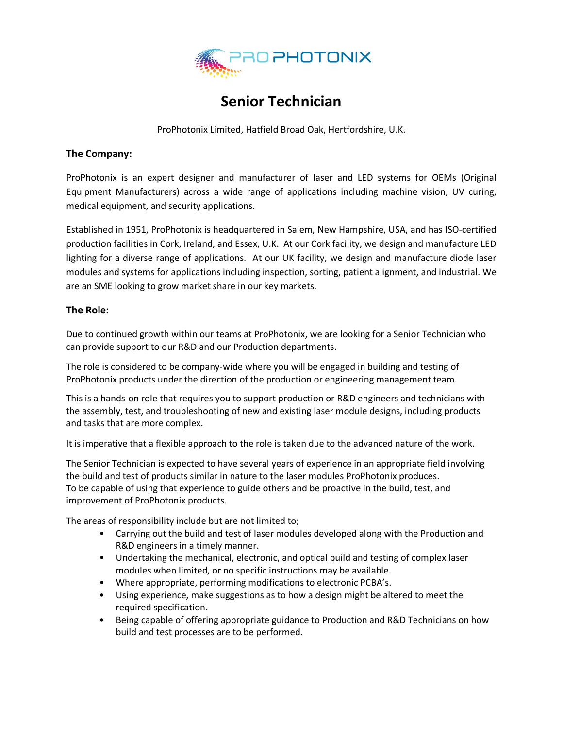# Senior Technician

ProPhotonix Limited, Hatfield Broad Oak, Hertfordshire, U.K.

## The Company:

ProPhotonix is an expert designer and manufacturer of laser and LED systems for OEMs (Original Equipment Manufacturers) across a wide range of applications including machine vision, UV curing, medical equipment, and security applications.

Established in 1951, ProPhotonix is headquartered in Salem, New Hampshire, USA, and has ISO-certified production facilities in Cork, Ireland, and Essex, U.K. At our Cork facility, we design and manufacture LED lighting for a diverse range of applications. At our UK facility, we design and manufacture diode laser modules and systems for applications including inspection, sorting, patient alignment, and industrial. We are an SME looking to grow market share in our key markets.

## The Role:

Due to continued growth within our teams at ProPhotonix, we are looking for a Senior Technician who can provide support to our R&D and our Production departments.

The role is considered to be company-wide where you will be engaged in building and testing of ProPhotonix products under the direction of the production or engineering management team.

This is a hands-on role that requires you to support production or R&D engineers and technicians with the assembly, test, and troubleshooting of new and existing laser module designs, including products and tasks that are more complex.

It is imperative that a flexible approach to the role is taken due to the advanced nature of the work.

The Senior Technician is expected to have several years of experience in an appropriate field involving the build and test of products similar in nature to the laser modules ProPhotonix produces.
To be capable of using that experience to guide others and be proactive in the build, test, and improvement of ProPhotonix products.

The areas of responsibility include but are not limited to;

- Carrying out the build and test of laser modules developed along with the Production and R&D engineers in a timely manner.
- Undertaking the mechanical, electronic, and optical build and testing of complex laser modules when limited, or no specific instructions may be available.
- Where appropriate, performing modifications to electronic PCBA's.
- Using experience, make suggestions as to how a design might be altered to meet the required specification.
- Being capable of offering appropriate guidance to Production and R&D Technicians on how build and test processes are to be performed.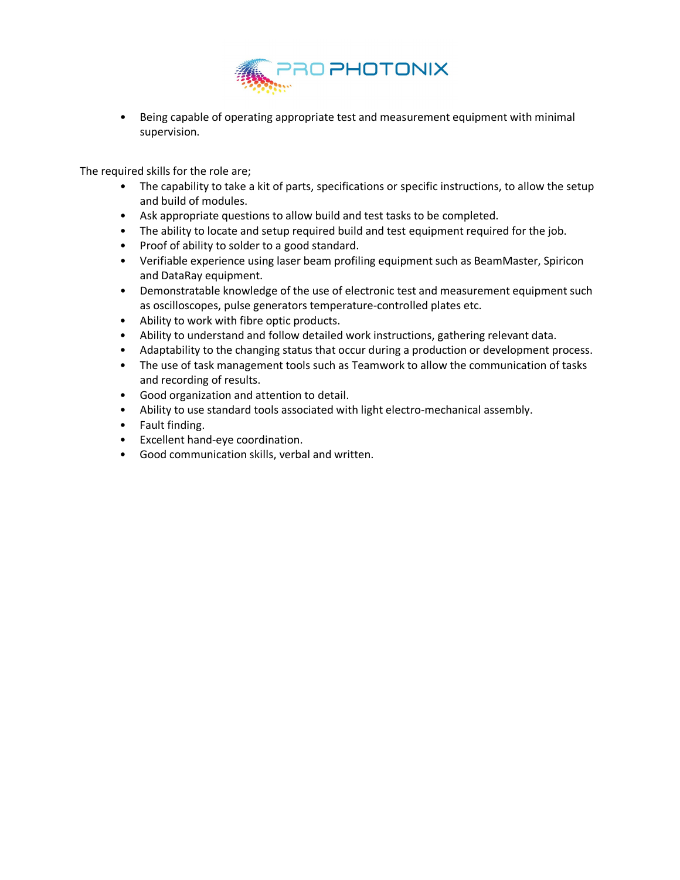- Being capable of operating appropriate test and measurement equipment with minimal supervision.

The required skills for the role are;

- The capability to take a kit of parts, specifications or specific instructions, to allow the setup and build of modules.
- Ask appropriate questions to allow build and test tasks to be completed.
- The ability to locate and setup required build and test equipment required for the job.
- Proof of ability to solder to a good standard.
- Verifiable experience using laser beam profiling equipment such as BeamMaster, Spiricon and DataRay equipment.
- Demonstratable knowledge of the use of electronic test and measurement equipment such as oscilloscopes, pulse generators temperature-controlled plates etc.
- Ability to work with fibre optic products.
- Ability to understand and follow detailed work instructions, gathering relevant data.
- Adaptability to the changing status that occur during a production or development process.
- The use of task management tools such as Teamwork to allow the communication of tasks and recording of results.
- Good organization and attention to detail.
- Ability to use standard tools associated with light electro-mechanical assembly.
- Fault finding.
- Excellent hand-eye coordination.
- Good communication skills, verbal and written.